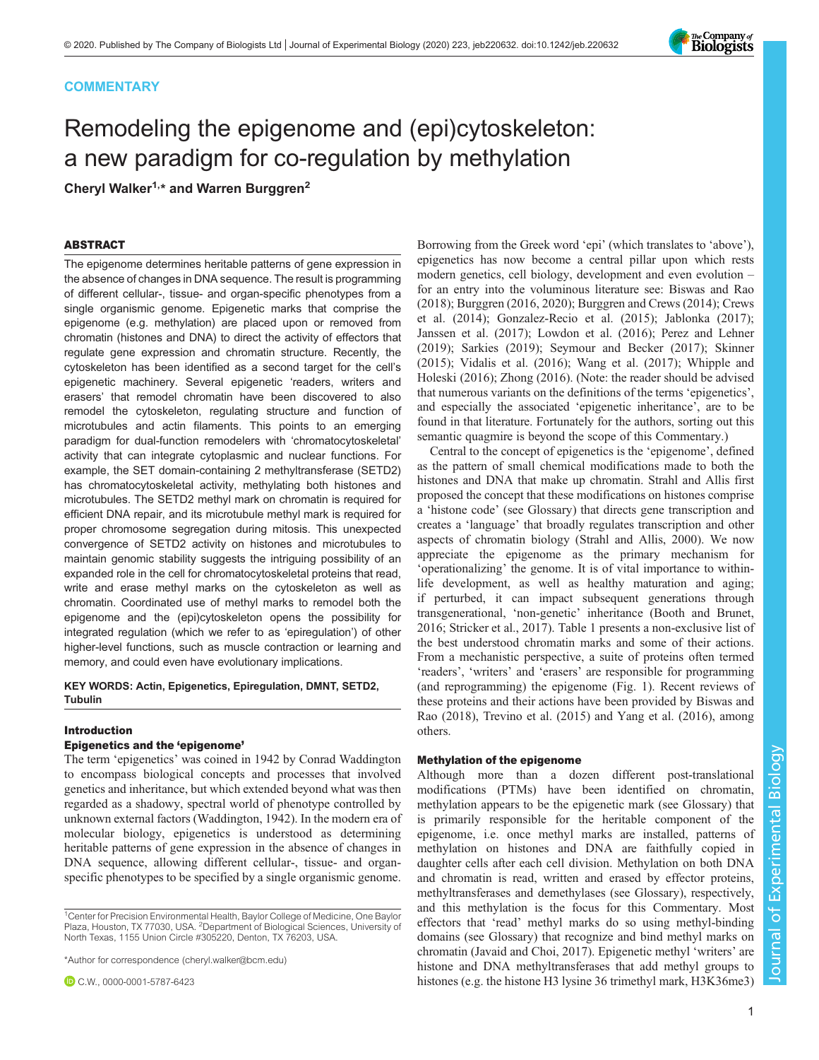COMMENTARY

# Remodeling the epigenome and (epi)cytoskeleton: a new paradigm for co-regulation by methylation

**Cheryl Walker[1,*] and Warren Burggren[2]**

## ABSTRACT

The epigenome determines heritable patterns of gene expression in the absence of changes in DNA sequence. The result is programming of different cellular-, tissue- and organ-specific phenotypes from a single organismic genome. Epigenetic marks that comprise the epigenome (e.g. methylation) are placed upon or removed from chromatin (histones and DNA) to direct the activity of effectors that regulate gene expression and chromatin structure. Recently, the cytoskeleton has been identified as a second target for the cell's epigenetic machinery. Several epigenetic 'readers, writers and erasers' that remodel chromatin have been discovered to also remodel the cytoskeleton, regulating structure and function of microtubules and actin filaments. This points to an emerging paradigm for dual-function remodelers with 'chromatocytoskeletal' activity that can integrate cytoplasmic and nuclear functions. For example, the SET domain-containing 2 methyltransferase (SETD2) has chromatocytoskeletal activity, methylating both histones and microtubules. The SETD2 methyl mark on chromatin is required for efficient DNA repair, and its microtubule methyl mark is required for proper chromosome segregation during mitosis. This unexpected convergence of SETD2 activity on histones and microtubules to maintain genomic stability suggests the intriguing possibility of an expanded role in the cell for chromatocytoskeletal proteins that read, write and erase methyl marks on the cytoskeleton as well as chromatin. Coordinated use of methyl marks to remodel both the epigenome and the (epi)cytoskeleton opens the possibility for integrated regulation (which we refer to as 'epiregulation') of other higher-level functions, such as muscle contraction or learning and memory, and could even have evolutionary implications.

**KEY WORDS: Actin, Epigenetics, Epiregulation, DMNT, SETD2, Tubulin**

## Introduction

### Epigenetics and the 'epigenome'

The term 'epigenetics' was coined in 1942 by Conrad Waddington to encompass biological concepts and processes that involved genetics and inheritance, but which extended beyond what was then regarded as a shadowy, spectral world of phenotype controlled by unknown external factors (Waddington, 1942). In the modern era of molecular biology, epigenetics is understood as determining heritable patterns of gene expression in the absence of changes in DNA sequence, allowing different cellular-, tissue- and organ-specific phenotypes to be specified by a single organismic genome.

Borrowing from the Greek word 'epi' (which translates to 'above'), epigenetics has now become a central pillar upon which rests modern genetics, cell biology, development and even evolution – for an entry into the voluminous literature see: Biswas and Rao (2018); Burggren (2016, 2020); Burggren and Crews (2014); Crews et al. (2014); Gonzalez-Recio et al. (2015); Jablonka (2017); Janssen et al. (2017); Lowdon et al. (2016); Perez and Lehner (2019); Sarkies (2019); Seymour and Becker (2017); Skinner (2015); Vidalis et al. (2016); Wang et al. (2017); Whipple and Holeski (2016); Zhong (2016). (Note: the reader should be advised that numerous variants on the definitions of the terms 'epigenetics', and especially the associated 'epigenetic inheritance', are to be found in that literature. Fortunately for the authors, sorting out this semantic quagmire is beyond the scope of this Commentary.)

Central to the concept of epigenetics is the 'epigenome', defined as the pattern of small chemical modifications made to both the histones and DNA that make up chromatin. Strahl and Allis first proposed the concept that these modifications on histones comprise a 'histone code' (see Glossary) that directs gene transcription and creates a 'language' that broadly regulates transcription and other aspects of chromatin biology (Strahl and Allis, 2000). We now appreciate the epigenome as the primary mechanism for 'operationalizing' the genome. It is of vital importance to within-life development, as well as healthy maturation and aging; if perturbed, it can impact subsequent generations through transgenerational, 'non-genetic' inheritance (Booth and Brunet, 2016; Stricker et al., 2017). Table 1 presents a non-exclusive list of the best understood chromatin marks and some of their actions. From a mechanistic perspective, a suite of proteins often termed 'readers', 'writers' and 'erasers' are responsible for programming (and reprogramming) the epigenome (Fig. 1). Recent reviews of these proteins and their actions have been provided by Biswas and Rao (2018), Trevino et al. (2015) and Yang et al. (2016), among others.

### Methylation of the epigenome

Although more than a dozen different post-translational modifications (PTMs) have been identified on chromatin, methylation appears to be the epigenetic mark (see Glossary) that is primarily responsible for the heritable component of the epigenome, i.e. once methyl marks are installed, patterns of methylation on histones and DNA are faithfully copied in daughter cells after each cell division. Methylation on both DNA and chromatin is read, written and erased by effector proteins, methyltransferases and demethylases (see Glossary), respectively, and this methylation is the focus for this Commentary. Most effectors that 'read' methyl marks do so using methyl-binding domains (see Glossary) that recognize and bind methyl marks on chromatin (Javaid and Choi, 2017). Epigenetic methyl 'writers' are histone and DNA methyltransferases that add methyl groups to histones (e.g. the histone H3 lysine 36 trimethyl mark, H3K36me3)

[1]Center for Precision Environmental Health, Baylor College of Medicine, One Baylor Plaza, Houston, TX 77030, USA. [2]Department of Biological Sciences, University of North Texas, 1155 Union Circle #305220, Denton, TX 76203, USA.

*Author for correspondence (cheryl.walker@bcm.edu)

C.W., 0000-0001-5787-6423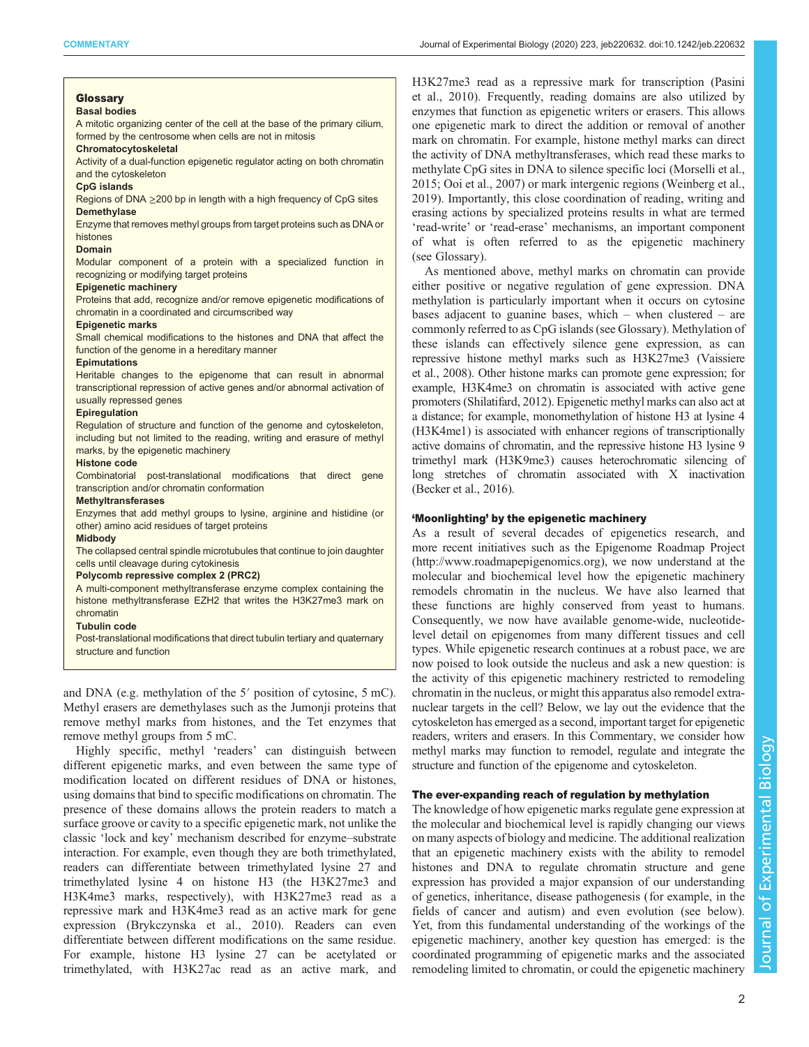> **Glossary**
>
> **Basal bodies**
> A mitotic organizing center of the cell at the base of the primary cilium, formed by the centrosome when cells are not in mitosis
>
> **Chromatocytoskeletal**
> Activity of a dual-function epigenetic regulator acting on both chromatin and the cytoskeleton
>
> **CpG islands**
> Regions of DNA ≥200 bp in length with a high frequency of CpG sites
>
> **Demethylase**
> Enzyme that removes methyl groups from target proteins such as DNA or histones
>
> **Domain**
> Modular component of a protein with a specialized function in recognizing or modifying target proteins
>
> **Epigenetic machinery**
> Proteins that add, recognize and/or remove epigenetic modifications of chromatin in a coordinated and circumscribed way
>
> **Epigenetic marks**
> Small chemical modifications to the histones and DNA that affect the function of the genome in a hereditary manner
>
> **Epimutations**
> Heritable changes to the epigenome that can result in abnormal transcriptional repression of active genes and/or abnormal activation of usually repressed genes
>
> **Epiregulation**
> Regulation of structure and function of the genome and cytoskeleton, including but not limited to the reading, writing and erasure of methyl marks, by the epigenetic machinery
>
> **Histone code**
> Combinatorial post-translational modifications that direct gene transcription and/or chromatin conformation
>
> **Methyltransferases**
> Enzymes that add methyl groups to lysine, arginine and histidine (or other) amino acid residues of target proteins
>
> **Midbody**
> The collapsed central spindle microtubules that continue to join daughter cells until cleavage during cytokinesis
>
> **Polycomb repressive complex 2 (PRC2)**
> A multi-component methyltransferase enzyme complex containing the histone methyltransferase EZH2 that writes the H3K27me3 mark on chromatin
>
> **Tubulin code**
> Post-translational modifications that direct tubulin tertiary and quaternary structure and function

and DNA (e.g. methylation of the 5′ position of cytosine, 5 mC). Methyl erasers are demethylases such as the Jumonji proteins that remove methyl marks from histones, and the Tet enzymes that remove methyl groups from 5 mC.

Highly specific, methyl 'readers' can distinguish between different epigenetic marks, and even between the same type of modification located on different residues of DNA or histones, using domains that bind to specific modifications on chromatin. The presence of these domains allows the protein readers to match a surface groove or cavity to a specific epigenetic mark, not unlike the classic 'lock and key' mechanism described for enzyme–substrate interaction. For example, even though they are both trimethylated, readers can differentiate between trimethylated lysine 27 and trimethylated lysine 4 on histone H3 (the H3K27me3 and H3K4me3 marks, respectively), with H3K27me3 read as a repressive mark and H3K4me3 read as an active mark for gene expression (Brykczynska et al., 2010). Readers can even differentiate between different modifications on the same residue. For example, histone H3 lysine 27 can be acetylated or trimethylated, with H3K27ac read as an active mark, and H3K27me3 read as a repressive mark for transcription (Pasini et al., 2010). Frequently, reading domains are also utilized by enzymes that function as epigenetic writers or erasers. This allows one epigenetic mark to direct the addition or removal of another mark on chromatin. For example, histone methyl marks can direct the activity of DNA methyltransferases, which read these marks to methylate CpG sites in DNA to silence specific loci (Morselli et al., 2015; Ooi et al., 2007) or mark intergenic regions (Weinberg et al., 2019). Importantly, this close coordination of reading, writing and erasing actions by specialized proteins results in what are termed 'read-write' or 'read-erase' mechanisms, an important component of what is often referred to as the epigenetic machinery (see Glossary).

As mentioned above, methyl marks on chromatin can provide either positive or negative regulation of gene expression. DNA methylation is particularly important when it occurs on cytosine bases adjacent to guanine bases, which – when clustered – are commonly referred to as CpG islands (see Glossary). Methylation of these islands can effectively silence gene expression, as can repressive histone methyl marks such as H3K27me3 (Vaissiere et al., 2008). Other histone marks can promote gene expression; for example, H3K4me3 on chromatin is associated with active gene promoters (Shilatifard, 2012). Epigenetic methyl marks can also act at a distance; for example, monomethylation of histone H3 at lysine 4 (H3K4me1) is associated with enhancer regions of transcriptionally active domains of chromatin, and the repressive histone H3 lysine 9 trimethyl mark (H3K9me3) causes heterochromatic silencing of long stretches of chromatin associated with X inactivation (Becker et al., 2016).

## 'Moonlighting' by the epigenetic machinery

As a result of several decades of epigenetics research, and more recent initiatives such as the Epigenome Roadmap Project (http://www.roadmapepigenomics.org), we now understand at the molecular and biochemical level how the epigenetic machinery remodels chromatin in the nucleus. We have also learned that these functions are highly conserved from yeast to humans. Consequently, we now have available genome-wide, nucleotide-level detail on epigenomes from many different tissues and cell types. While epigenetic research continues at a robust pace, we are now poised to look outside the nucleus and ask a new question: is the activity of this epigenetic machinery restricted to remodeling chromatin in the nucleus, or might this apparatus also remodel extra-nuclear targets in the cell? Below, we lay out the evidence that the cytoskeleton has emerged as a second, important target for epigenetic readers, writers and erasers. In this Commentary, we consider how methyl marks may function to remodel, regulate and integrate the structure and function of the epigenome and cytoskeleton.

## The ever-expanding reach of regulation by methylation

The knowledge of how epigenetic marks regulate gene expression at the molecular and biochemical level is rapidly changing our views on many aspects of biology and medicine. The additional realization that an epigenetic machinery exists with the ability to remodel histones and DNA to regulate chromatin structure and gene expression has provided a major expansion of our understanding of genetics, inheritance, disease pathogenesis (for example, in the fields of cancer and autism) and even evolution (see below). Yet, from this fundamental understanding of the workings of the epigenetic machinery, another key question has emerged: is the coordinated programming of epigenetic marks and the associated remodeling limited to chromatin, or could the epigenetic machinery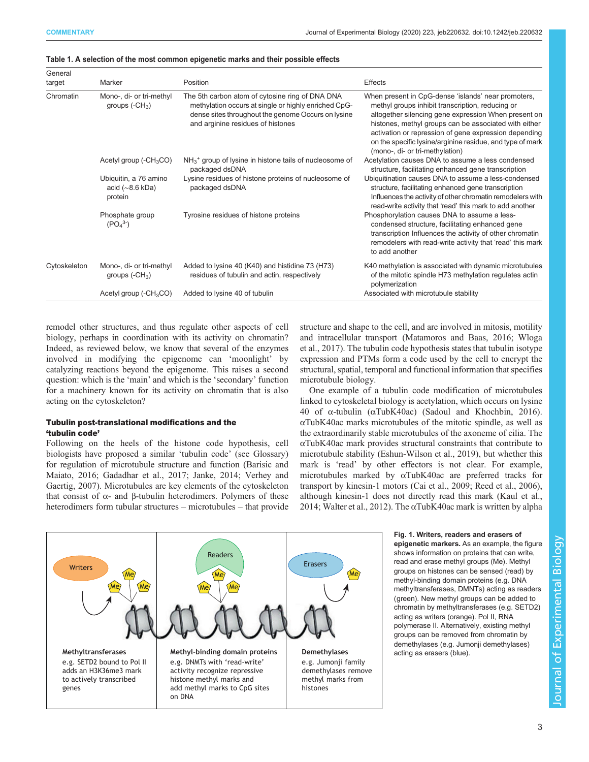**Table 1. A selection of the most common epigenetic marks and their possible effects**

| General target | Marker | Position | Effects |
|---|---|---|---|
| Chromatin | Mono-, di- or tri-methyl groups ($-CH_3$) | The 5th carbon atom of cytosine ring of DNA DNA methylation occurs at single or highly enriched CpG-dense sites throughout the genome Occurs on lysine and arginine residues of histones | When present in CpG-dense 'islands' near promoters, methyl groups inhibit transcription, reducing or altogether silencing gene expression When present on histones, methyl groups can be associated with either activation or repression of gene expression depending on the specific lysine/arginine residue, and type of mark (mono-, di- or tri-methylation) |
| | Acetyl group ($-CH_3CO$) | $NH_3^+$ group of lysine in histone tails of nucleosome of packaged dsDNA | Acetylation causes DNA to assume a less condensed structure, facilitating enhanced gene transcription |
| | Ubiquitin, a 76 amino acid (∼8.6 kDa) protein | Lysine residues of histone proteins of nucleosome of packaged dsDNA | Ubiquitination causes DNA to assume a less-condensed structure, facilitating enhanced gene transcription Influences the activity of other chromatin remodelers with read-write activity that 'read' this mark to add another |
| | Phosphate group ($PO_4^{3-}$) | Tyrosine residues of histone proteins | Phosphorylation causes DNA to assume a less-condensed structure, facilitating enhanced gene transcription Influences the activity of other chromatin remodelers with read-write activity that 'read' this mark to add another |
| Cytoskeleton | Mono-, di- or tri-methyl groups ($-CH_3$) | Added to lysine 40 (K40) and histidine 73 (H73) residues of tubulin and actin, respectively | K40 methylation is associated with dynamic microtubules of the mitotic spindle H73 methylation regulates actin polymerization |
| | Acetyl group ($-CH_3CO$) | Added to lysine 40 of tubulin | Associated with microtubule stability |

remodel other structures, and thus regulate other aspects of cell biology, perhaps in coordination with its activity on chromatin? Indeed, as reviewed below, we know that several of the enzymes involved in modifying the epigenome can 'moonlight' by catalyzing reactions beyond the epigenome. This raises a second question: which is the 'main' and which is the 'secondary' function for a machinery known for its activity on chromatin that is also acting on the cytoskeleton?

### Tubulin post-translational modifications and the 'tubulin code'

Following on the heels of the histone code hypothesis, cell biologists have proposed a similar 'tubulin code' (see Glossary) for regulation of microtubule structure and function (Barisic and Maiato, 2016; Gadadhar et al., 2017; Janke, 2014; Verhey and Gaertig, 2007). Microtubules are key elements of the cytoskeleton that consist of α- and β-tubulin heterodimers. Polymers of these heterodimers form tubular structures – microtubules – that provide structure and shape to the cell, and are involved in mitosis, motility and intracellular transport (Matamoros and Baas, 2016; Wloga et al., 2017). The tubulin code hypothesis states that tubulin isotype expression and PTMs form a code used by the cell to encrypt the structural, spatial, temporal and functional information that specifies microtubule biology.

One example of a tubulin code modification of microtubules linked to cytoskeletal biology is acetylation, which occurs on lysine 40 of α-tubulin (αTubK40ac) (Sadoul and Khochbin, 2016). αTubK40ac marks microtubules of the mitotic spindle, as well as the extraordinarily stable microtubules of the axoneme of cilia. The αTubK40ac mark provides structural constraints that contribute to microtubule stability (Eshun-Wilson et al., 2019), but whether this mark is 'read' by other effectors is not clear. For example, microtubules marked by αTubK40ac are preferred tracks for transport by kinesin-1 motors (Cai et al., 2009; Reed et al., 2006), although kinesin-1 does not directly read this mark (Kaul et al., 2014; Walter et al., 2012). The αTubK40ac mark is written by alpha

**Fig. 1. Writers, readers and erasers of epigenetic markers.** As an example, the figure shows information on proteins that can write, read and erase methyl groups (Me). Methyl groups on histones can be sensed (read) by methyl-binding domain proteins (e.g. DNA methyltransferases, DMNTs) acting as readers (green). New methyl groups can be added to chromatin by methyltransferases (e.g. SETD2) acting as writers (orange). Pol II, RNA polymerase II. Alternatively, existing methyl groups can be removed from chromatin by demethylases (e.g. Jumonji demethylases) acting as erasers (blue).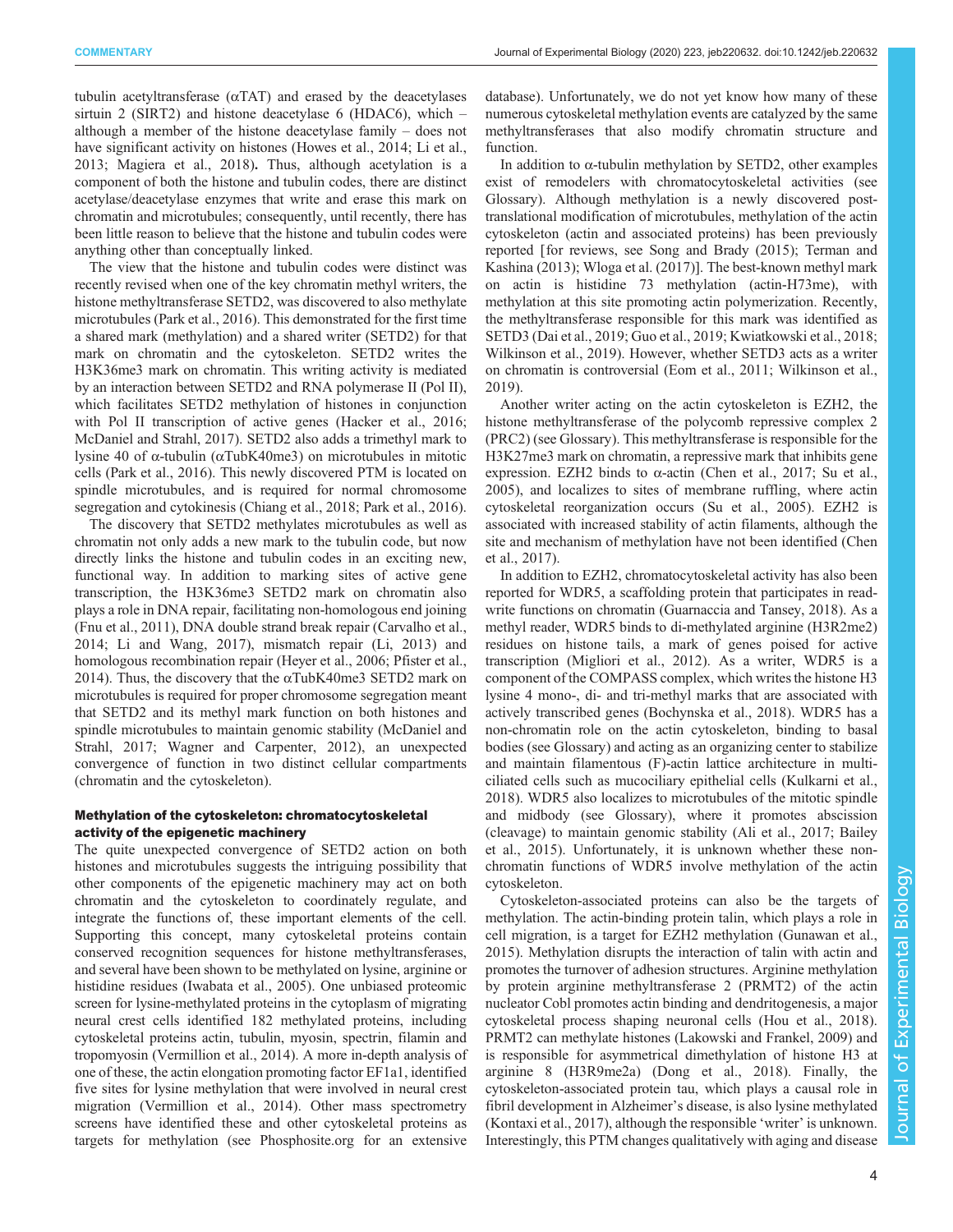tubulin acetyltransferase (αTAT) and erased by the deacetylases sirtuin 2 (SIRT2) and histone deacetylase 6 (HDAC6), which – although a member of the histone deacetylase family – does not have significant activity on histones (Howes et al., 2014; Li et al., 2013; Magiera et al., 2018). Thus, although acetylation is a component of both the histone and tubulin codes, there are distinct acetylase/deacetylase enzymes that write and erase this mark on chromatin and microtubules; consequently, until recently, there has been little reason to believe that the histone and tubulin codes were anything other than conceptually linked.

The view that the histone and tubulin codes were distinct was recently revised when one of the key chromatin methyl writers, the histone methyltransferase SETD2, was discovered to also methylate microtubules (Park et al., 2016). This demonstrated for the first time a shared mark (methylation) and a shared writer (SETD2) for that mark on chromatin and the cytoskeleton. SETD2 writes the H3K36me3 mark on chromatin. This writing activity is mediated by an interaction between SETD2 and RNA polymerase II (Pol II), which facilitates SETD2 methylation of histones in conjunction with Pol II transcription of active genes (Hacker et al., 2016; McDaniel and Strahl, 2017). SETD2 also adds a trimethyl mark to lysine 40 of α-tubulin (αTubK40me3) on microtubules in mitotic cells (Park et al., 2016). This newly discovered PTM is located on spindle microtubules, and is required for normal chromosome segregation and cytokinesis (Chiang et al., 2018; Park et al., 2016).

The discovery that SETD2 methylates microtubules as well as chromatin not only adds a new mark to the tubulin code, but now directly links the histone and tubulin codes in an exciting new, functional way. In addition to marking sites of active gene transcription, the H3K36me3 SETD2 mark on chromatin also plays a role in DNA repair, facilitating non-homologous end joining (Fnu et al., 2011), DNA double strand break repair (Carvalho et al., 2014; Li and Wang, 2017), mismatch repair (Li, 2013) and homologous recombination repair (Heyer et al., 2006; Pfister et al., 2014). Thus, the discovery that the αTubK40me3 SETD2 mark on microtubules is required for proper chromosome segregation meant that SETD2 and its methyl mark function on both histones and spindle microtubules to maintain genomic stability (McDaniel and Strahl, 2017; Wagner and Carpenter, 2012), an unexpected convergence of function in two distinct cellular compartments (chromatin and the cytoskeleton).

### Methylation of the cytoskeleton: chromatocytoskeletal activity of the epigenetic machinery

The quite unexpected convergence of SETD2 action on both histones and microtubules suggests the intriguing possibility that other components of the epigenetic machinery may act on both chromatin and the cytoskeleton to coordinately regulate, and integrate the functions of, these important elements of the cell. Supporting this concept, many cytoskeletal proteins contain conserved recognition sequences for histone methyltransferases, and several have been shown to be methylated on lysine, arginine or histidine residues (Iwabata et al., 2005). One unbiased proteomic screen for lysine-methylated proteins in the cytoplasm of migrating neural crest cells identified 182 methylated proteins, including cytoskeletal proteins actin, tubulin, myosin, spectrin, filamin and tropomyosin (Vermillion et al., 2014). A more in-depth analysis of one of these, the actin elongation promoting factor EF1a1, identified five sites for lysine methylation that were involved in neural crest migration (Vermillion et al., 2014). Other mass spectrometry screens have identified these and other cytoskeletal proteins as targets for methylation (see Phosphosite.org for an extensive database). Unfortunately, we do not yet know how many of these numerous cytoskeletal methylation events are catalyzed by the same methyltransferases that also modify chromatin structure and function.

In addition to α-tubulin methylation by SETD2, other examples exist of remodelers with chromatocytoskeletal activities (see Glossary). Although methylation is a newly discovered post-translational modification of microtubules, methylation of the actin cytoskeleton (actin and associated proteins) has been previously reported [for reviews, see Song and Brady (2015); Terman and Kashina (2013); Wloga et al. (2017)]. The best-known methyl mark on actin is histidine 73 methylation (actin-H73me), with methylation at this site promoting actin polymerization. Recently, the methyltransferase responsible for this mark was identified as SETD3 (Dai et al., 2019; Guo et al., 2019; Kwiatkowski et al., 2018; Wilkinson et al., 2019). However, whether SETD3 acts as a writer on chromatin is controversial (Eom et al., 2011; Wilkinson et al., 2019).

Another writer acting on the actin cytoskeleton is EZH2, the histone methyltransferase of the polycomb repressive complex 2 (PRC2) (see Glossary). This methyltransferase is responsible for the H3K27me3 mark on chromatin, a repressive mark that inhibits gene expression. EZH2 binds to α-actin (Chen et al., 2017; Su et al., 2005), and localizes to sites of membrane ruffling, where actin cytoskeletal reorganization occurs (Su et al., 2005). EZH2 is associated with increased stability of actin filaments, although the site and mechanism of methylation have not been identified (Chen et al., 2017).

In addition to EZH2, chromatocytoskeletal activity has also been reported for WDR5, a scaffolding protein that participates in read-write functions on chromatin (Guarnaccia and Tansey, 2018). As a methyl reader, WDR5 binds to di-methylated arginine (H3R2me2) residues on histone tails, a mark of genes poised for active transcription (Migliori et al., 2012). As a writer, WDR5 is a component of the COMPASS complex, which writes the histone H3 lysine 4 mono-, di- and tri-methyl marks that are associated with actively transcribed genes (Bochynska et al., 2018). WDR5 has a non-chromatin role on the actin cytoskeleton, binding to basal bodies (see Glossary) and acting as an organizing center to stabilize and maintain filamentous (F)-actin lattice architecture in multi-ciliated cells such as mucociliary epithelial cells (Kulkarni et al., 2018). WDR5 also localizes to microtubules of the mitotic spindle and midbody (see Glossary), where it promotes abscission (cleavage) to maintain genomic stability (Ali et al., 2017; Bailey et al., 2015). Unfortunately, it is unknown whether these non-chromatin functions of WDR5 involve methylation of the actin cytoskeleton.

Cytoskeleton-associated proteins can also be the targets of methylation. The actin-binding protein talin, which plays a role in cell migration, is a target for EZH2 methylation (Gunawan et al., 2015). Methylation disrupts the interaction of talin with actin and promotes the turnover of adhesion structures. Arginine methylation by protein arginine methyltransferase 2 (PRMT2) of the actin nucleator Cobl promotes actin binding and dendritogenesis, a major cytoskeletal process shaping neuronal cells (Hou et al., 2018). PRMT2 can methylate histones (Lakowski and Frankel, 2009) and is responsible for asymmetrical dimethylation of histone H3 at arginine 8 (H3R9me2a) (Dong et al., 2018). Finally, the cytoskeleton-associated protein tau, which plays a causal role in fibril development in Alzheimer's disease, is also lysine methylated (Kontaxi et al., 2017), although the responsible 'writer' is unknown. Interestingly, this PTM changes qualitatively with aging and disease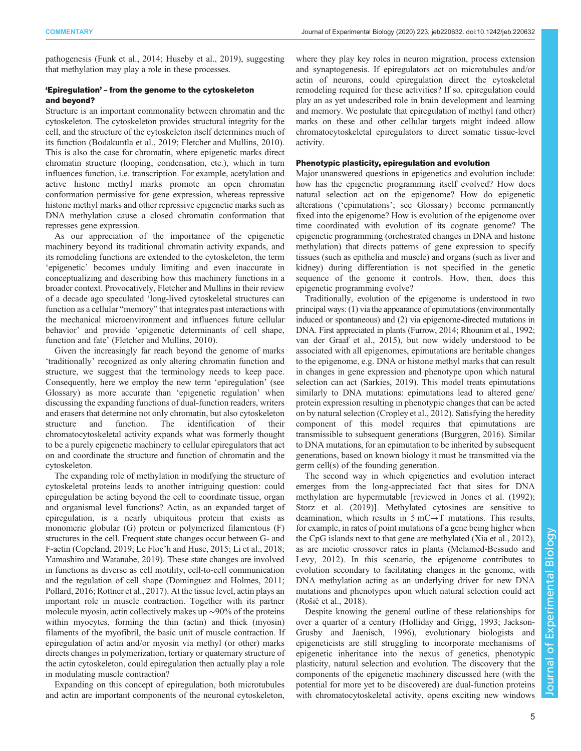pathogenesis (Funk et al., 2014; Huseby et al., 2019), suggesting that methylation may play a role in these processes.

### 'Epiregulation' – from the genome to the cytoskeleton and beyond?

Structure is an important commonality between chromatin and the cytoskeleton. The cytoskeleton provides structural integrity for the cell, and the structure of the cytoskeleton itself determines much of its function (Bodakuntla et al., 2019; Fletcher and Mullins, 2010). This is also the case for chromatin, where epigenetic marks direct chromatin structure (looping, condensation, etc.), which in turn influences function, i.e. transcription. For example, acetylation and active histone methyl marks promote an open chromatin conformation permissive for gene expression, whereas repressive histone methyl marks and other repressive epigenetic marks such as DNA methylation cause a closed chromatin conformation that represses gene expression.

As our appreciation of the importance of the epigenetic machinery beyond its traditional chromatin activity expands, and its remodeling functions are extended to the cytoskeleton, the term 'epigenetic' becomes unduly limiting and even inaccurate in conceptualizing and describing how this machinery functions in a broader context. Provocatively, Fletcher and Mullins in their review of a decade ago speculated 'long-lived cytoskeletal structures can function as a cellular "memory" that integrates past interactions with the mechanical microenvironment and influences future cellular behavior' and provide 'epigenetic determinants of cell shape, function and fate' (Fletcher and Mullins, 2010).

Given the increasingly far reach beyond the genome of marks 'traditionally' recognized as only altering chromatin function and structure, we suggest that the terminology needs to keep pace. Consequently, here we employ the new term 'epiregulation' (see Glossary) as more accurate than 'epigenetic regulation' when discussing the expanding functions of dual-function readers, writers and erasers that determine not only chromatin, but also cytoskeleton structure and function. The identification of their chromatocytoskeletal activity expands what was formerly thought to be a purely epigenetic machinery to cellular epiregulators that act on and coordinate the structure and function of chromatin and the cytoskeleton.

The expanding role of methylation in modifying the structure of cytoskeletal proteins leads to another intriguing question: could epiregulation be acting beyond the cell to coordinate tissue, organ and organismal level functions? Actin, as an expanded target of epiregulation, is a nearly ubiquitous protein that exists as monomeric globular (G) protein or polymerized filamentous (F) structures in the cell. Frequent state changes occur between G- and F-actin (Copeland, 2019; Le Floc'h and Huse, 2015; Li et al., 2018; Yamashiro and Watanabe, 2019). These state changes are involved in functions as diverse as cell motility, cell-to-cell communication and the regulation of cell shape (Dominguez and Holmes, 2011; Pollard, 2016; Rottner et al., 2017). At the tissue level, actin plays an important role in muscle contraction. Together with its partner molecule myosin, actin collectively makes up ∼90% of the proteins within myocytes, forming the thin (actin) and thick (myosin) filaments of the myofibril, the basic unit of muscle contraction. If epiregulation of actin and/or myosin via methyl (or other) marks directs changes in polymerization, tertiary or quaternary structure of the actin cytoskeleton, could epiregulation then actually play a role in modulating muscle contraction?

Expanding on this concept of epiregulation, both microtubules and actin are important components of the neuronal cytoskeleton, where they play key roles in neuron migration, process extension and synaptogenesis. If epiregulators act on microtubules and/or actin of neurons, could epiregulation direct the cytoskeletal remodeling required for these activities? If so, epiregulation could play an as yet undescribed role in brain development and learning and memory. We postulate that epiregulation of methyl (and other) marks on these and other cellular targets might indeed allow chromatocytoskeletal epiregulators to direct somatic tissue-level activity.

### Phenotypic plasticity, epiregulation and evolution

Major unanswered questions in epigenetics and evolution include: how has the epigenetic programming itself evolved? How does natural selection act on the epigenome? How do epigenetic alterations ('epimutations'; see Glossary) become permanently fixed into the epigenome? How is evolution of the epigenome over time coordinated with evolution of its cognate genome? The epigenetic programming (orchestrated changes in DNA and histone methylation) that directs patterns of gene expression to specify tissues (such as epithelia and muscle) and organs (such as liver and kidney) during differentiation is not specified in the genetic sequence of the genome it controls. How, then, does this epigenetic programming evolve?

Traditionally, evolution of the epigenome is understood in two principal ways: (1) via the appearance of epimutations (environmentally induced or spontaneous) and (2) via epigenome-directed mutations in DNA. First appreciated in plants (Furrow, 2014; Rhounim et al., 1992; van der Graaf et al., 2015), but now widely understood to be associated with all epigenomes, epimutations are heritable changes to the epigenome, e.g. DNA or histone methyl marks that can result in changes in gene expression and phenotype upon which natural selection can act (Sarkies, 2019). This model treats epimutations similarly to DNA mutations: epimutations lead to altered gene/protein expression resulting in phenotypic changes that can be acted on by natural selection (Cropley et al., 2012). Satisfying the heredity component of this model requires that epimutations are transmissible to subsequent generations (Burggren, 2016). Similar to DNA mutations, for an epimutation to be inherited by subsequent generations, based on known biology it must be transmitted via the germ cell(s) of the founding generation.

The second way in which epigenetics and evolution interact emerges from the long-appreciated fact that sites for DNA methylation are hypermutable [reviewed in Jones et al. (1992); Storz et al. (2019)]. Methylated cytosines are sensitive to deamination, which results in 5 mC→T mutations. This results, for example, in rates of point mutations of a gene being higher when the CpG islands next to that gene are methylated (Xia et al., 2012), as are meiotic crossover rates in plants (Melamed-Bessudo and Levy, 2012). In this scenario, the epigenome contributes to evolution secondary to facilitating changes in the genome, with DNA methylation acting as an underlying driver for new DNA mutations and phenotypes upon which natural selection could act (Rošić et al., 2018).

Despite knowing the general outline of these relationships for over a quarter of a century (Holliday and Grigg, 1993; Jackson-Grusby and Jaenisch, 1996), evolutionary biologists and epigeneticists are still struggling to incorporate mechanisms of epigenetic inheritance into the nexus of genetics, phenotypic plasticity, natural selection and evolution. The discovery that the components of the epigenetic machinery discussed here (with the potential for more yet to be discovered) are dual-function proteins with chromatocytoskeletal activity, opens exciting new windows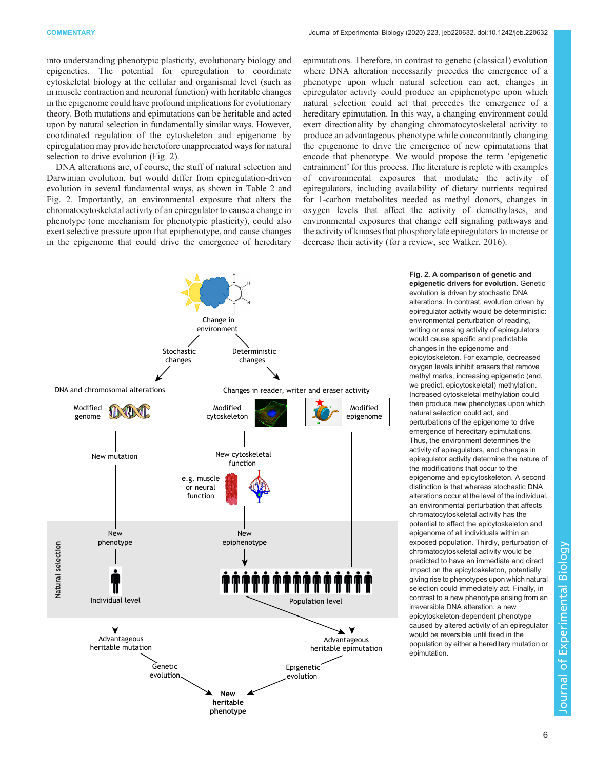into understanding phenotypic plasticity, evolutionary biology and epigenetics. The potential for epiregulation to coordinate cytoskeletal biology at the cellular and organismal level (such as in muscle contraction and neuronal function) with heritable changes in the epigenome could have profound implications for evolutionary theory. Both mutations and epimutations can be heritable and acted upon by natural selection in fundamentally similar ways. However, coordinated regulation of the cytoskeleton and epigenome by epiregulation may provide heretofore unappreciated ways for natural selection to drive evolution (Fig. 2).

DNA alterations are, of course, the stuff of natural selection and Darwinian evolution, but would differ from epiregulation-driven evolution in several fundamental ways, as shown in Table 2 and Fig. 2. Importantly, an environmental exposure that alters the chromatocytoskeletal activity of an epiregulator to cause a change in phenotype (one mechanism for phenotypic plasticity), could also exert selective pressure upon that epiphenotype, and cause changes in the epigenome that could drive the emergence of hereditary epimutations. Therefore, in contrast to genetic (classical) evolution where DNA alteration necessarily precedes the emergence of a phenotype upon which natural selection can act, changes in epiregulator activity could produce an epiphenotype upon which natural selection could act that precedes the emergence of a hereditary epimutation. In this way, a changing environment could exert directionality by changing chromatocytoskeletal activity to produce an advantageous phenotype while concomitantly changing the epigenome to drive the emergence of new epimutations that encode that phenotype. We would propose the term 'epigenetic entrainment' for this process. The literature is replete with examples of environmental exposures that modulate the activity of epiregulators, including availability of dietary nutrients required for 1-carbon metabolites needed as methyl donors, changes in oxygen levels that affect the activity of demethylases, and environmental exposures that change cell signaling pathways and the activity of kinases that phosphorylate epiregulators to increase or decrease their activity (for a review, see Walker, 2016).

**Fig. 2. A comparison of genetic and epigenetic drivers for evolution.** Genetic evolution is driven by stochastic DNA alterations. In contrast, evolution driven by epiregulator activity would be deterministic: environmental perturbation of reading, writing or erasing activity of epiregulators would cause specific and predictable changes in the epigenome and epicytoskeleton. For example, decreased oxygen levels inhibit erasers that remove methyl marks, increasing epigenetic (and, we predict, epicytoskeletal) methylation. Increased cytoskeletal methylation could then produce new phenotypes upon which natural selection could act, and perturbations of the epigenome to drive emergence of hereditary epimutations. Thus, the environment determines the activity of epiregulators, and changes in epiregulator activity determine the nature of the modifications that occur to the epigenome and epicytoskeleton. A second distinction is that whereas stochastic DNA alterations occur at the level of the individual, an environmental perturbation that affects chromatocytoskeletal activity has the potential to affect the epicytoskeleton and epigenome of all individuals within an exposed population. Thirdly, perturbation of chromatocytoskeletal activity would be predicted to have an immediate and direct impact on the epicytoskeleton, potentially giving rise to phenotypes upon which natural selection could immediately act. Finally, in contrast to a new phenotype arising from an irreversible DNA alteration, a new epicytoskeleton-dependent phenotype caused by altered activity of an epiregulator would be reversible until fixed in the population by either a hereditary mutation or epimutation.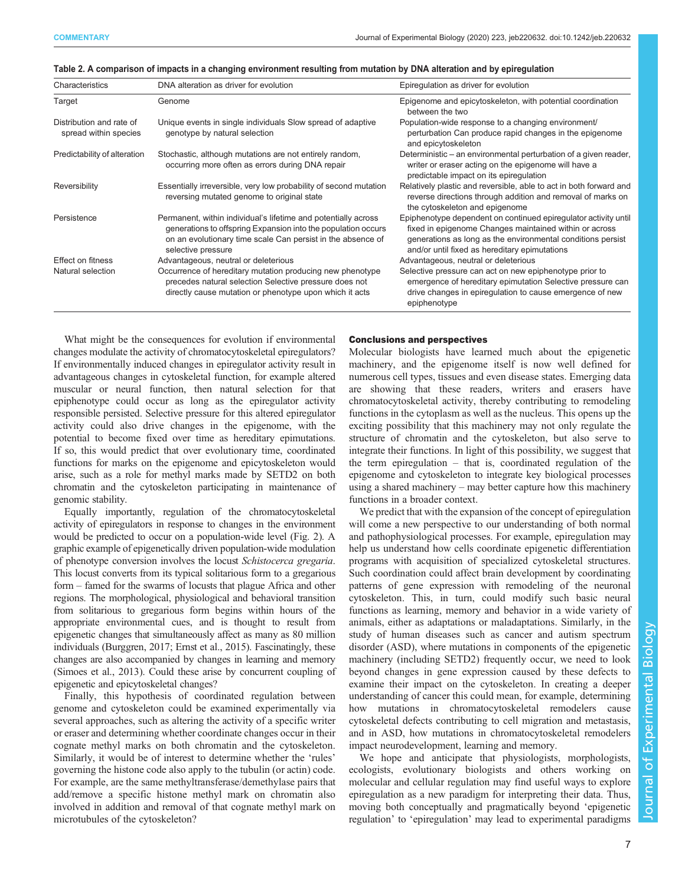**Table 2. A comparison of impacts in a changing environment resulting from mutation by DNA alteration and by epiregulation**

| Characteristics | DNA alteration as driver for evolution | Epiregulation as driver for evolution |
| --- | --- | --- |
| Target | Genome | Epigenome and epicytoskeleton, with potential coordination between the two |
| Distribution and rate of spread within species | Unique events in single individuals Slow spread of adaptive genotype by natural selection | Population-wide response to a changing environment/ perturbation Can produce rapid changes in the epigenome and epicytoskeleton |
| Predictability of alteration | Stochastic, although mutations are not entirely random, occurring more often as errors during DNA repair | Deterministic – an environmental perturbation of a given reader, writer or eraser acting on the epigenome will have a predictable impact on its epiregulation |
| Reversibility | Essentially irreversible, very low probability of second mutation reversing mutated genome to original state | Relatively plastic and reversible, able to act in both forward and reverse directions through addition and removal of marks on the cytoskeleton and epigenome |
| Persistence | Permanent, within individual's lifetime and potentially across generations to offspring Expansion into the population occurs on an evolutionary time scale Can persist in the absence of selective pressure | Epiphenotype dependent on continued epiregulator activity until fixed in epigenome Changes maintained within or across generations as long as the environmental conditions persist and/or until fixed as hereditary epimutations |
| Effect on fitness | Advantageous, neutral or deleterious | Advantageous, neutral or deleterious |
| Natural selection | Occurrence of hereditary mutation producing new phenotype precedes natural selection Selective pressure does not directly cause mutation or phenotype upon which it acts | Selective pressure can act on new epiphenotype prior to emergence of hereditary epimutation Selective pressure can drive changes in epiregulation to cause emergence of new epiphenotype |

What might be the consequences for evolution if environmental changes modulate the activity of chromatocytoskeletal epiregulators? If environmentally induced changes in epiregulator activity result in advantageous changes in cytoskeletal function, for example altered muscular or neural function, then natural selection for that epiphenotype could occur as long as the epiregulator activity responsible persisted. Selective pressure for this altered epiregulator activity could also drive changes in the epigenome, with the potential to become fixed over time as hereditary epimutations. If so, this would predict that over evolutionary time, coordinated functions for marks on the epigenome and epicytoskeleton would arise, such as a role for methyl marks made by SETD2 on both chromatin and the cytoskeleton participating in maintenance of genomic stability.

Equally importantly, regulation of the chromatocytoskeletal activity of epiregulators in response to changes in the environment would be predicted to occur on a population-wide level (Fig. 2). A graphic example of epigenetically driven population-wide modulation of phenotype conversion involves the locust *Schistocerca gregaria*. This locust converts from its typical solitarious form to a gregarious form – famed for the swarms of locusts that plague Africa and other regions. The morphological, physiological and behavioral transition from solitarious to gregarious form begins within hours of the appropriate environmental cues, and is thought to result from epigenetic changes that simultaneously affect as many as 80 million individuals (Burggren, 2017; Ernst et al., 2015). Fascinatingly, these changes are also accompanied by changes in learning and memory (Simoes et al., 2013). Could these arise by concurrent coupling of epigenetic and epicytoskeletal changes?

Finally, this hypothesis of coordinated regulation between genome and cytoskeleton could be examined experimentally via several approaches, such as altering the activity of a specific writer or eraser and determining whether coordinate changes occur in their cognate methyl marks on both chromatin and the cytoskeleton. Similarly, it would be of interest to determine whether the 'rules' governing the histone code also apply to the tubulin (or actin) code. For example, are the same methyltransferase/demethylase pairs that add/remove a specific histone methyl mark on chromatin also involved in addition and removal of that cognate methyl mark on microtubules of the cytoskeleton?

## Conclusions and perspectives

Molecular biologists have learned much about the epigenetic machinery, and the epigenome itself is now well defined for numerous cell types, tissues and even disease states. Emerging data are showing that these readers, writers and erasers have chromatocytoskeletal activity, thereby contributing to remodeling functions in the cytoplasm as well as the nucleus. This opens up the exciting possibility that this machinery may not only regulate the structure of chromatin and the cytoskeleton, but also serve to integrate their functions. In light of this possibility, we suggest that the term epiregulation – that is, coordinated regulation of the epigenome and cytoskeleton to integrate key biological processes using a shared machinery – may better capture how this machinery functions in a broader context.

We predict that with the expansion of the concept of epiregulation will come a new perspective to our understanding of both normal and pathophysiological processes. For example, epiregulation may help us understand how cells coordinate epigenetic differentiation programs with acquisition of specialized cytoskeletal structures. Such coordination could affect brain development by coordinating patterns of gene expression with remodeling of the neuronal cytoskeleton. This, in turn, could modify such basic neural functions as learning, memory and behavior in a wide variety of animals, either as adaptations or maladaptations. Similarly, in the study of human diseases such as cancer and autism spectrum disorder (ASD), where mutations in components of the epigenetic machinery (including SETD2) frequently occur, we need to look beyond changes in gene expression caused by these defects to examine their impact on the cytoskeleton. In creating a deeper understanding of cancer this could mean, for example, determining how mutations in chromatocytoskeletal remodelers cause cytoskeletal defects contributing to cell migration and metastasis, and in ASD, how mutations in chromatocytoskeletal remodelers impact neurodevelopment, learning and memory.

We hope and anticipate that physiologists, morphologists, ecologists, evolutionary biologists and others working on molecular and cellular regulation may find useful ways to explore epiregulation as a new paradigm for interpreting their data. Thus, moving both conceptually and pragmatically beyond 'epigenetic regulation' to 'epiregulation' may lead to experimental paradigms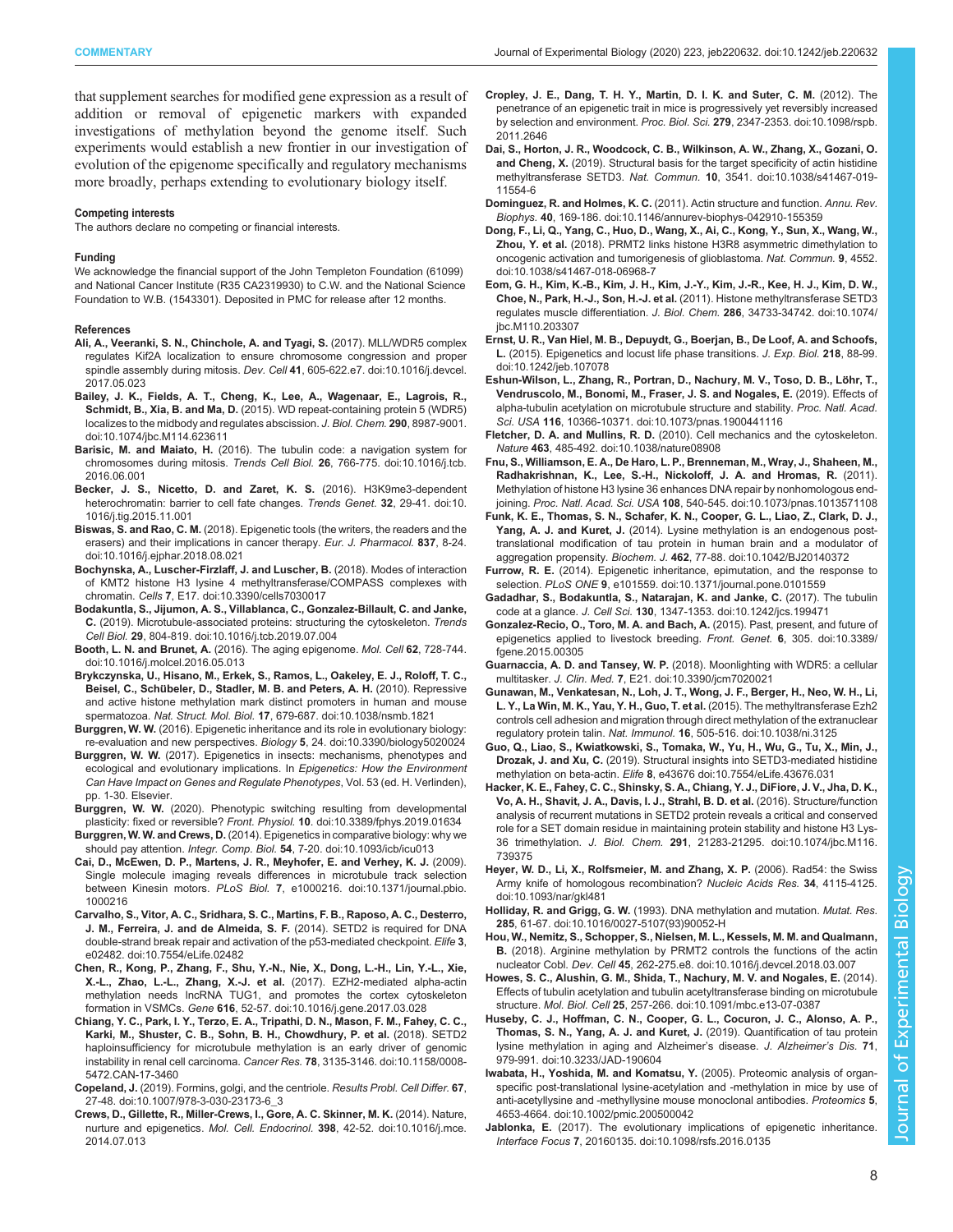that supplement searches for modified gene expression as a result of addition or removal of epigenetic markers with expanded investigations of methylation beyond the genome itself. Such experiments would establish a new frontier in our investigation of evolution of the epigenome specifically and regulatory mechanisms more broadly, perhaps extending to evolutionary biology itself.

#### Competing interests

The authors declare no competing or financial interests.

#### Funding

We acknowledge the financial support of the John Templeton Foundation (61099) and National Cancer Institute (R35 CA2319930) to C.W. and the National Science Foundation to W.B. (1543301). Deposited in PMC for release after 12 months.

#### References

**Ali, A., Veeranki, S. N., Chinchole, A. and Tyagi, S.** (2017). MLL/WDR5 complex regulates Kif2A localization to ensure chromosome congression and proper spindle assembly during mitosis. *Dev. Cell* **41**, 605-622.e7. doi:10.1016/j.devcel.2017.05.023

**Bailey, J. K., Fields, A. T., Cheng, K., Lee, A., Wagenaar, E., Lagrois, R., Schmidt, B., Xia, B. and Ma, D.** (2015). WD repeat-containing protein 5 (WDR5) localizes to the midbody and regulates abscission. *J. Biol. Chem.* **290**, 8987-9001. doi:10.1074/jbc.M114.623611

**Barisic, M. and Maiato, H.** (2016). The tubulin code: a navigation system for chromosomes during mitosis. *Trends Cell Biol.* **26**, 766-775. doi:10.1016/j.tcb.2016.06.001

**Becker, J. S., Nicetto, D. and Zaret, K. S.** (2016). H3K9me3-dependent heterochromatin: barrier to cell fate changes. *Trends Genet.* **32**, 29-41. doi:10.1016/j.tig.2015.11.001

**Biswas, S. and Rao, C. M.** (2018). Epigenetic tools (the writers, the readers and the erasers) and their implications in cancer therapy. *Eur. J. Pharmacol.* **837**, 8-24. doi:10.1016/j.ejphar.2018.08.021

**Bochynska, A., Luscher-Firzlaff, J. and Luscher, B.** (2018). Modes of interaction of KMT2 histone H3 lysine 4 methyltransferase/COMPASS complexes with chromatin. *Cells* **7**, E17. doi:10.3390/cells7030017

**Bodakuntla, S., Jijumon, A. S., Villablanca, C., Gonzalez-Billault, C. and Janke, C.** (2019). Microtubule-associated proteins: structuring the cytoskeleton. *Trends Cell Biol.* **29**, 804-819. doi:10.1016/j.tcb.2019.07.004

**Booth, L. N. and Brunet, A.** (2016). The aging epigenome. *Mol. Cell* **62**, 728-744. doi:10.1016/j.molcel.2016.05.013

**Brykczynska, U., Hisano, M., Erkek, S., Ramos, L., Oakeley, E. J., Roloff, T. C., Beisel, C., Schübeler, D., Stadler, M. B. and Peters, A. H.** (2010). Repressive and active histone methylation mark distinct promoters in human and mouse spermatozoa. *Nat. Struct. Mol. Biol.* **17**, 679-687. doi:10.1038/nsmb.1821

**Burggren, W. W.** (2016). Epigenetic inheritance and its role in evolutionary biology: re-evaluation and new perspectives. *Biology* **5**, 24. doi:10.3390/biology5020024

**Burggren, W. W.** (2017). Epigenetics in insects: mechanisms, phenotypes and ecological and evolutionary implications. In *Epigenetics: How the Environment Can Have Impact on Genes and Regulate Phenotypes*, Vol. 53 (ed. H. Verlinden), pp. 1-30. Elsevier.

**Burggren, W. W.** (2020). Phenotypic switching resulting from developmental plasticity: fixed or reversible? *Front. Physiol.* **10**. doi:10.3389/fphys.2019.01634

**Burggren, W. W. and Crews, D.** (2014). Epigenetics in comparative biology: why we should pay attention. *Integr. Comp. Biol.* **54**, 7-20. doi:10.1093/icb/icu013

**Cai, D., McEwen, D. P., Martens, J. R., Meyhofer, E. and Verhey, K. J.** (2009). Single molecule imaging reveals differences in microtubule track selection between Kinesin motors. *PLoS Biol.* **7**, e1000216. doi:10.1371/journal.pbio.1000216

**Carvalho, S., Vitor, A. C., Sridhara, S. C., Martins, F. B., Raposo, A. C., Desterro, J. M., Ferreira, J. and de Almeida, S. F.** (2014). SETD2 is required for DNA double-strand break repair and activation of the p53-mediated checkpoint. *Elife* **3**, e02482. doi:10.7554/eLife.02482

**Chen, R., Kong, P., Zhang, F., Shu, Y.-N., Nie, X., Dong, L.-H., Lin, Y.-L., Xie, X.-L., Zhao, L.-L., Zhang, X.-J. et al.** (2017). EZH2-mediated alpha-actin methylation needs lncRNA TUG1, and promotes the cortex cytoskeleton formation in VSMCs. *Gene* **616**, 52-57. doi:10.1016/j.gene.2017.03.028

**Chiang, Y. C., Park, I. Y., Terzo, E. A., Tripathi, D. N., Mason, F. M., Fahey, C. C., Karki, M., Shuster, C. B., Sohn, B. H., Chowdhury, P. et al.** (2018). SETD2 haploinsufficiency for microtubule methylation is an early driver of genomic instability in renal cell carcinoma. *Cancer Res.* **78**, 3135-3146. doi:10.1158/0008-5472.CAN-17-3460

**Copeland, J.** (2019). Formins, golgi, and the centriole. *Results Probl. Cell Differ.* **67**, 27-48. doi:10.1007/978-3-030-23173-6_3

**Crews, D., Gillette, R., Miller-Crews, I., Gore, A. C. Skinner, M. K.** (2014). Nature, nurture and epigenetics. *Mol. Cell. Endocrinol.* **398**, 42-52. doi:10.1016/j.mce.2014.07.013

**Cropley, J. E., Dang, T. H. Y., Martin, D. I. K. and Suter, C. M.** (2012). The penetrance of an epigenetic trait in mice is progressively yet reversibly increased by selection and environment. *Proc. Biol. Sci.* **279**, 2347-2353. doi:10.1098/rspb.2011.2646

**Dai, S., Horton, J. R., Woodcock, C. B., Wilkinson, A. W., Zhang, X., Gozani, O. and Cheng, X.** (2019). Structural basis for the target specificity of actin histidine methyltransferase SETD3. *Nat. Commun.* **10**, 3541. doi:10.1038/s41467-019-11554-6

**Dominguez, R. and Holmes, K. C.** (2011). Actin structure and function. *Annu. Rev. Biophys.* **40**, 169-186. doi:10.1146/annurev-biophys-042910-155359

**Dong, F., Li, Q., Yang, C., Huo, D., Wang, X., Ai, C., Kong, Y., Sun, X., Wang, W., Zhou, Y. et al.** (2018). PRMT2 links histone H3R8 asymmetric dimethylation to oncogenic activation and tumorigenesis of glioblastoma. *Nat. Commun.* **9**, 4552. doi:10.1038/s41467-018-06968-7

**Eom, G. H., Kim, K.-B., Kim, J. H., Kim, J.-Y., Kim, J.-R., Kee, H. J., Kim, D. W., Choe, N., Park, H.-J., Son, H.-J. et al.** (2011). Histone methyltransferase SETD3 regulates muscle differentiation. *J. Biol. Chem.* **286**, 34733-34742. doi:10.1074/jbc.M110.203307

**Ernst, U. R., Van Hiel, M. B., Depuydt, G., Boerjan, B., De Loof, A. and Schoofs, L.** (2015). Epigenetics and locust life phase transitions. *J. Exp. Biol.* **218**, 88-99. doi:10.1242/jeb.107078

**Eshun-Wilson, L., Zhang, R., Portran, D., Nachury, M. V., Toso, D. B., Löhr, T., Vendruscolo, M., Bonomi, M., Fraser, J. S. and Nogales, E.** (2019). Effects of alpha-tubulin acetylation on microtubule structure and stability. *Proc. Natl. Acad. Sci. USA* **116**, 10366-10371. doi:10.1073/pnas.1900441116

**Fletcher, D. A. and Mullins, R. D.** (2010). Cell mechanics and the cytoskeleton. *Nature* **463**, 485-492. doi:10.1038/nature08908

**Fnu, S., Williamson, E. A., De Haro, L. P., Brenneman, M., Wray, J., Shaheen, M., Radhakrishnan, K., Lee, S.-H., Nickoloff, J. A. and Hromas, R.** (2011). Methylation of histone H3 lysine 36 enhances DNA repair by nonhomologous end-joining. *Proc. Natl. Acad. Sci. USA* **108**, 540-545. doi:10.1073/pnas.1013571108

**Funk, K. E., Thomas, S. N., Schafer, K. N., Cooper, G. L., Liao, Z., Clark, D. J., Yang, A. J. and Kuret, J.** (2014). Lysine methylation is an endogenous post-translational modification of tau protein in human brain and a modulator of aggregation propensity. *Biochem. J.* **462**, 77-88. doi:10.1042/BJ20140372

**Furrow, R. E.** (2014). Epigenetic inheritance, epimutation, and the response to selection. *PLoS ONE* **9**, e101559. doi:10.1371/journal.pone.0101559

**Gadadhar, S., Bodakuntla, S., Natarajan, K. and Janke, C.** (2017). The tubulin code at a glance. *J. Cell Sci.* **130**, 1347-1353. doi:10.1242/jcs.199471

**Gonzalez-Recio, O., Toro, M. A. and Bach, A.** (2015). Past, present, and future of epigenetics applied to livestock breeding. *Front. Genet.* **6**, 305. doi:10.3389/fgene.2015.00305

**Guarnaccia, A. D. and Tansey, W. P.** (2018). Moonlighting with WDR5: a cellular multitasker. *J. Clin. Med.* **7**, E21. doi:10.3390/jcm7020021

**Gunawan, M., Venkatesan, N., Loh, J. T., Wong, J. F., Berger, H., Neo, W. H., Li, L. Y., La Win, M. K., Yau, Y. H., Guo, T. et al.** (2015). The methyltransferase Ezh2 controls cell adhesion and migration through direct methylation of the extranuclear regulatory protein talin. *Nat. Immunol.* **16**, 505-516. doi:10.1038/ni.3125

**Guo, Q., Liao, S., Kwiatkowski, S., Tomaka, W., Yu, H., Wu, G., Tu, X., Min, J., Drozak, J. and Xu, C.** (2019). Structural insights into SETD3-mediated histidine methylation on beta-actin. *Elife* **8**, e43676 doi:10.7554/eLife.43676.031

**Hacker, K. E., Fahey, C. C., Shinsky, S. A., Chiang, Y. J., DiFiore, J. V., Jha, D. K., Vo, A. H., Shavit, J. A., Davis, I. J., Strahl, B. D. et al.** (2016). Structure/function analysis of recurrent mutations in SETD2 protein reveals a critical and conserved role for a SET domain residue in maintaining protein stability and histone H3 Lys-36 trimethylation. *J. Biol. Chem.* **291**, 21283-21295. doi:10.1074/jbc.M116.739375

**Heyer, W. D., Li, X., Rolfsmeier, M. and Zhang, X. P.** (2006). Rad54: the Swiss Army knife of homologous recombination? *Nucleic Acids Res.* **34**, 4115-4125. doi:10.1093/nar/gkl481

**Holliday, R. and Grigg, G. W.** (1993). DNA methylation and mutation. *Mutat. Res.* **285**, 61-67. doi:10.1016/0027-5107(93)90052-H

**Hou, W., Nemitz, S., Schopper, S., Nielsen, M. L., Kessels, M. M. and Qualmann, B.** (2018). Arginine methylation by PRMT2 controls the functions of the actin nucleator Cobl. *Dev. Cell* **45**, 262-275.e8. doi:10.1016/j.devcel.2018.03.007

**Howes, S. C., Alushin, G. M., Shida, T., Nachury, M. V. and Nogales, E.** (2014). Effects of tubulin acetylation and tubulin acetyltransferase binding on microtubule structure. *Mol. Biol. Cell* **25**, 257-266. doi:10.1091/mbc.e13-07-0387

**Huseby, C. J., Hoffman, C. N., Cooper, G. L., Cocuron, J. C., Alonso, A. P., Thomas, S. N., Yang, A. J. and Kuret, J.** (2019). Quantification of tau protein lysine methylation in aging and Alzheimer's disease. *J. Alzheimer's Dis.* **71**, 979-991. doi:10.3233/JAD-190604

**Iwabata, H., Yoshida, M. and Komatsu, Y.** (2005). Proteomic analysis of organ-specific post-translational lysine-acetylation and -methylation in mice by use of anti-acetyllysine and -methyllysine mouse monoclonal antibodies. *Proteomics* **5**, 4653-4664. doi:10.1002/pmic.200500042

**Jablonka, E.** (2017). The evolutionary implications of epigenetic inheritance. *Interface Focus* **7**, 20160135. doi:10.1098/rsfs.2016.0135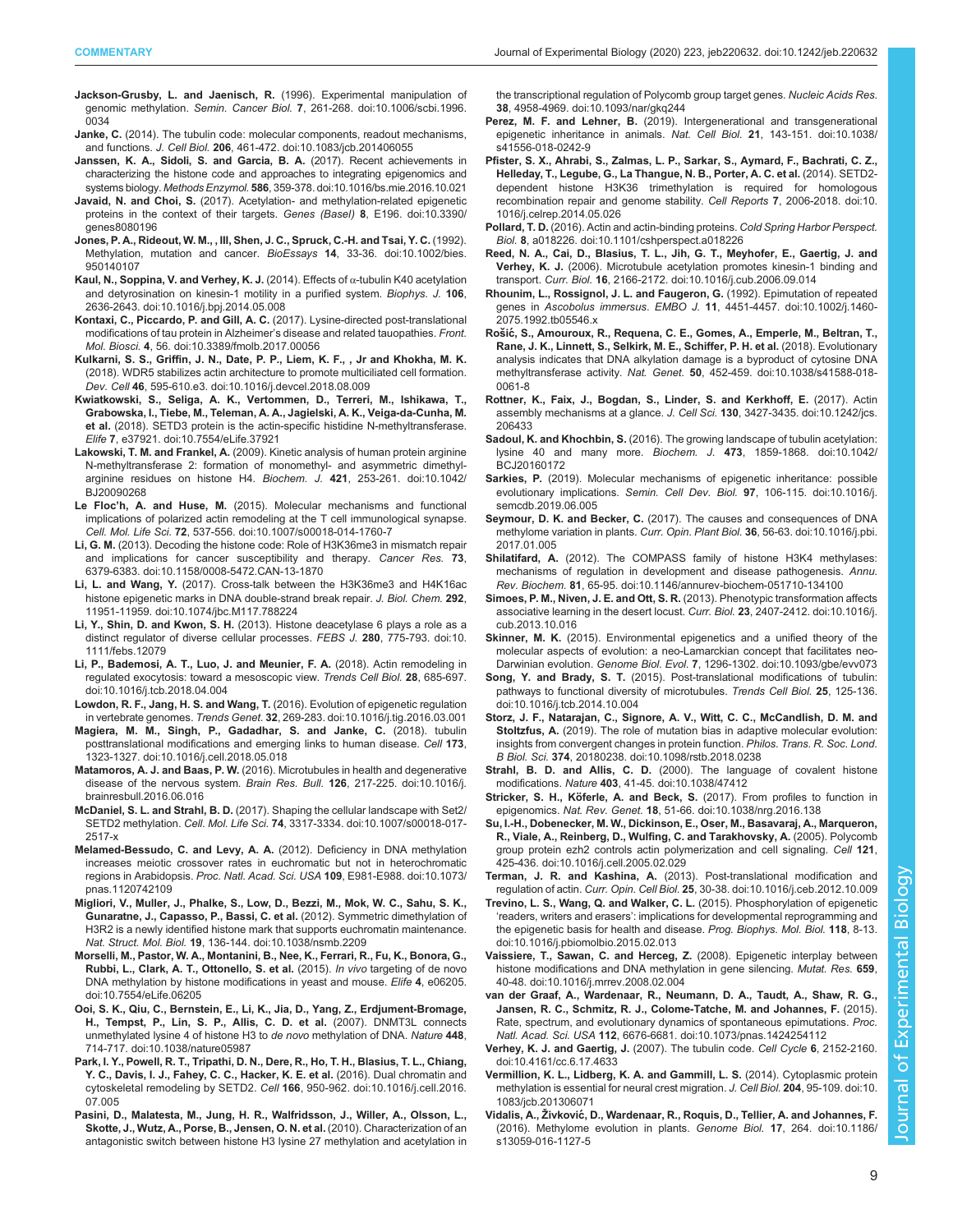**Jackson-Grusby, L. and Jaenisch, R.** (1996). Experimental manipulation of genomic methylation. *Semin. Cancer Biol.* **7**, 261-268. doi:10.1006/scbi.1996.0034

**Janke, C.** (2014). The tubulin code: molecular components, readout mechanisms, and functions. *J. Cell Biol.* **206**, 461-472. doi:10.1083/jcb.201406055

**Janssen, K. A., Sidoli, S. and Garcia, B. A.** (2017). Recent achievements in characterizing the histone code and approaches to integrating epigenomics and systems biology. *Methods Enzymol.* **586**, 359-378. doi:10.1016/bs.mie.2016.10.021

**Javaid, N. and Choi, S.** (2017). Acetylation- and methylation-related epigenetic proteins in the context of their targets. *Genes (Basel)* **8**, E196. doi:10.3390/genes8080196

**Jones, P. A., Rideout, W. M., , III, Shen, J. C., Spruck, C.-H. and Tsai, Y. C.** (1992). Methylation, mutation and cancer. *BioEssays* **14**, 33-36. doi:10.1002/bies.950140107

**Kaul, N., Soppina, V. and Verhey, K. J.** (2014). Effects of α-tubulin K40 acetylation and detyrosination on kinesin-1 motility in a purified system. *Biophys. J.* **106**, 2636-2643. doi:10.1016/j.bpj.2014.05.008

**Kontaxi, C., Piccardo, P. and Gill, A. C.** (2017). Lysine-directed post-translational modifications of tau protein in Alzheimer's disease and related tauopathies. *Front. Mol. Biosci.* **4**, 56. doi:10.3389/fmolb.2017.00056

**Kulkarni, S. S., Griffin, J. N., Date, P. P., Liem, K. F., , Jr and Khokha, M. K.** (2018). WDR5 stabilizes actin architecture to promote multiciliated cell formation. *Dev. Cell* **46**, 595-610.e3. doi:10.1016/j.devcel.2018.08.009

**Kwiatkowski, S., Seliga, A. K., Vertommen, D., Terreri, M., Ishikawa, T., Grabowska, I., Tiebe, M., Teleman, A. A., Jagielski, A. K., Veiga-da-Cunha, M. et al.** (2018). SETD3 protein is the actin-specific histidine N-methyltransferase. *Elife* **7**, e37921. doi:10.7554/eLife.37921

**Lakowski, T. M. and Frankel, A.** (2009). Kinetic analysis of human protein arginine N-methyltransferase 2: formation of monomethyl- and asymmetric dimethyl-arginine residues on histone H4. *Biochem. J.* **421**, 253-261. doi:10.1042/BJ20090268

**Le Floc'h, A. and Huse, M.** (2015). Molecular mechanisms and functional implications of polarized actin remodeling at the T cell immunological synapse. *Cell. Mol. Life Sci.* **72**, 537-556. doi:10.1007/s00018-014-1760-7

**Li, G. M.** (2013). Decoding the histone code: Role of H3K36me3 in mismatch repair and implications for cancer susceptibility and therapy. *Cancer Res.* **73**, 6379-6383. doi:10.1158/0008-5472.CAN-13-1870

**Li, L. and Wang, Y.** (2017). Cross-talk between the H3K36me3 and H4K16ac histone epigenetic marks in DNA double-strand break repair. *J. Biol. Chem.* **292**, 11951-11959. doi:10.1074/jbc.M117.788224

**Li, Y., Shin, D. and Kwon, S. H.** (2013). Histone deacetylase 6 plays a role as a distinct regulator of diverse cellular processes. *FEBS J.* **280**, 775-793. doi:10.1111/febs.12079

**Li, P., Bademosi, A. T., Luo, J. and Meunier, F. A.** (2018). Actin remodeling in regulated exocytosis: toward a mesoscopic view. *Trends Cell Biol.* **28**, 685-697. doi:10.1016/j.tcb.2018.04.004

**Lowdon, R. F., Jang, H. S. and Wang, T.** (2016). Evolution of epigenetic regulation in vertebrate genomes. *Trends Genet.* **32**, 269-283. doi:10.1016/j.tig.2016.03.001

**Magiera, M. M., Singh, P., Gadadhar, S. and Janke, C.** (2018). tubulin posttranslational modifications and emerging links to human disease. *Cell* **173**, 1323-1327. doi:10.1016/j.cell.2018.05.018

**Matamoros, A. J. and Baas, P. W.** (2016). Microtubules in health and degenerative disease of the nervous system. *Brain Res. Bull.* **126**, 217-225. doi:10.1016/j.brainresbull.2016.06.016

**McDaniel, S. L. and Strahl, B. D.** (2017). Shaping the cellular landscape with Set2/SETD2 methylation. *Cell. Mol. Life Sci.* **74**, 3317-3334. doi:10.1007/s00018-017-2517-x

**Melamed-Bessudo, C. and Levy, A. A.** (2012). Deficiency in DNA methylation increases meiotic crossover rates in euchromatic but not in heterochromatic regions in Arabidopsis. *Proc. Natl. Acad. Sci. USA* **109**, E981-E988. doi:10.1073/pnas.1120742109

**Migliori, V., Muller, J., Phalke, S., Low, D., Bezzi, M., Mok, W. C., Sahu, S. K., Gunaratne, J., Capasso, P., Bassi, C. et al.** (2012). Symmetric dimethylation of H3R2 is a newly identified histone mark that supports euchromatin maintenance. *Nat. Struct. Mol. Biol.* **19**, 136-144. doi:10.1038/nsmb.2209

**Morselli, M., Pastor, W. A., Montanini, B., Nee, K., Ferrari, R., Fu, K., Bonora, G., Rubbi, L., Clark, A. T., Ottonello, S. et al.** (2015). *In vivo* targeting of de novo DNA methylation by histone modifications in yeast and mouse. *Elife* **4**, e06205. doi:10.7554/eLife.06205

**Ooi, S. K., Qiu, C., Bernstein, E., Li, K., Jia, D., Yang, Z., Erdjument-Bromage, H., Tempst, P., Lin, S. P., Allis, C. D. et al.** (2007). DNMT3L connects unmethylated lysine 4 of histone H3 to *de novo* methylation of DNA. *Nature* **448**, 714-717. doi:10.1038/nature05987

**Park, I. Y., Powell, R. T., Tripathi, D. N., Dere, R., Ho, T. H., Blasius, T. L., Chiang, Y. C., Davis, I. J., Fahey, C. C., Hacker, K. E. et al.** (2016). Dual chromatin and cytoskeletal remodeling by SETD2. *Cell* **166**, 950-962. doi:10.1016/j.cell.2016.07.005

**Pasini, D., Malatesta, M., Jung, H. R., Walfridsson, J., Willer, A., Olsson, L., Skotte, J., Wutz, A., Porse, B., Jensen, O. N. et al.** (2010). Characterization of an antagonistic switch between histone H3 lysine 27 methylation and acetylation in the transcriptional regulation of Polycomb group target genes. *Nucleic Acids Res.* **38**, 4958-4969. doi:10.1093/nar/gkq244

**Perez, M. F. and Lehner, B.** (2019). Intergenerational and transgenerational epigenetic inheritance in animals. *Nat. Cell Biol.* **21**, 143-151. doi:10.1038/s41556-018-0242-9

**Pfister, S. X., Ahrabi, S., Zalmas, L. P., Sarkar, S., Aymard, F., Bachrati, C. Z., Helleday, T., Legube, G., La Thangue, N. B., Porter, A. C. et al.** (2014). SETD2-dependent histone H3K36 trimethylation is required for homologous recombination repair and genome stability. *Cell Reports* **7**, 2006-2018. doi:10.1016/j.celrep.2014.05.026

**Pollard, T. D.** (2016). Actin and actin-binding proteins. *Cold Spring Harbor Perspect. Biol.* **8**, a018226. doi:10.1101/cshperspect.a018226

**Reed, N. A., Cai, D., Blasius, T. L., Jih, G. T., Meyhofer, E., Gaertig, J. and Verhey, K. J.** (2006). Microtubule acetylation promotes kinesin-1 binding and transport. *Curr. Biol.* **16**, 2166-2172. doi:10.1016/j.cub.2006.09.014

**Rhounim, L., Rossignol, J. L. and Faugeron, G.** (1992). Epimutation of repeated genes in *Ascobolus immersus*. *EMBO J.* **11**, 4451-4457. doi:10.1002/j.1460-2075.1992.tb05546.x

**Rošić, S., Amouroux, R., Requena, C. E., Gomes, A., Emperle, M., Beltran, T., Rane, J. K., Linnett, S., Selkirk, M. E., Schiffer, P. H. et al.** (2018). Evolutionary analysis indicates that DNA alkylation damage is a byproduct of cytosine DNA methyltransferase activity. *Nat. Genet.* **50**, 452-459. doi:10.1038/s41588-018-0061-8

**Rottner, K., Faix, J., Bogdan, S., Linder, S. and Kerkhoff, E.** (2017). Actin assembly mechanisms at a glance. *J. Cell Sci.* **130**, 3427-3435. doi:10.1242/jcs.206433

**Sadoul, K. and Khochbin, S.** (2016). The growing landscape of tubulin acetylation: lysine 40 and many more. *Biochem. J.* **473**, 1859-1868. doi:10.1042/BCJ20160172

**Sarkies, P.** (2019). Molecular mechanisms of epigenetic inheritance: possible evolutionary implications. *Semin. Cell Dev. Biol.* **97**, 106-115. doi:10.1016/j.semcdb.2019.06.005

**Seymour, D. K. and Becker, C.** (2017). The causes and consequences of DNA methylome variation in plants. *Curr. Opin. Plant Biol.* **36**, 56-63. doi:10.1016/j.pbi.2017.01.005

**Shilatifard, A.** (2012). The COMPASS family of histone H3K4 methylases: mechanisms of regulation in development and disease pathogenesis. *Annu. Rev. Biochem.* **81**, 65-95. doi:10.1146/annurev-biochem-051710-134100

**Simoes, P. M., Niven, J. E. and Ott, S. R.** (2013). Phenotypic transformation affects associative learning in the desert locust. *Curr. Biol.* **23**, 2407-2412. doi:10.1016/j.cub.2013.10.016

**Skinner, M. K.** (2015). Environmental epigenetics and a unified theory of the molecular aspects of evolution: a neo-Lamarckian concept that facilitates neo-Darwinian evolution. *Genome Biol. Evol.* **7**, 1296-1302. doi:10.1093/gbe/evv073

**Song, Y. and Brady, S. T.** (2015). Post-translational modifications of tubulin: pathways to functional diversity of microtubules. *Trends Cell Biol.* **25**, 125-136. doi:10.1016/j.tcb.2014.10.004

**Storz, J. F., Natarajan, C., Signore, A. V., Witt, C. C., McCandlish, D. M. and Stoltzfus, A.** (2019). The role of mutation bias in adaptive molecular evolution: insights from convergent changes in protein function. *Philos. Trans. R. Soc. Lond. B Biol. Sci.* **374**, 20180238. doi:10.1098/rstb.2018.0238

**Strahl, B. D. and Allis, C. D.** (2000). The language of covalent histone modifications. *Nature* **403**, 41-45. doi:10.1038/47412

**Stricker, S. H., Köferle, A. and Beck, S.** (2017). From profiles to function in epigenomics. *Nat. Rev. Genet.* **18**, 51-66. doi:10.1038/nrg.2016.138

**Su, I.-H., Dobenecker, M. W., Dickinson, E., Oser, M., Basavaraj, A., Marqueron, R., Viale, A., Reinberg, D., Wulfing, C. and Tarakhovsky, A.** (2005). Polycomb group protein ezh2 controls actin polymerization and cell signaling. *Cell* **121**, 425-436. doi:10.1016/j.cell.2005.02.029

**Terman, J. R. and Kashina, A.** (2013). Post-translational modification and regulation of actin. *Curr. Opin. Cell Biol.* **25**, 30-38. doi:10.1016/j.ceb.2012.10.009

**Trevino, L. S., Wang, Q. and Walker, C. L.** (2015). Phosphorylation of epigenetic 'readers, writers and erasers': implications for developmental reprogramming and the epigenetic basis for health and disease. *Prog. Biophys. Mol. Biol.* **118**, 8-13. doi:10.1016/j.pbiomolbio.2015.02.013

**Vaissiere, T., Sawan, C. and Herceg, Z.** (2008). Epigenetic interplay between histone modifications and DNA methylation in gene silencing. *Mutat. Res.* **659**, 40-48. doi:10.1016/j.mrrev.2008.02.004

**van der Graaf, A., Wardenaar, R., Neumann, D. A., Taudt, A., Shaw, R. G., Jansen, R. C., Schmitz, R. J., Colome-Tatche, M. and Johannes, F.** (2015). Rate, spectrum, and evolutionary dynamics of spontaneous epimutations. *Proc. Natl. Acad. Sci. USA* **112**, 6676-6681. doi:10.1073/pnas.1424254112

**Verhey, K. J. and Gaertig, J.** (2007). The tubulin code. *Cell Cycle* **6**, 2152-2160. doi:10.4161/cc.6.17.4633

**Vermillion, K. L., Lidberg, K. A. and Gammill, L. S.** (2014). Cytoplasmic protein methylation is essential for neural crest migration. *J. Cell Biol.* **204**, 95-109. doi:10.1083/jcb.201306071

**Vidalis, A., Živković, D., Wardenaar, R., Roquis, D., Tellier, A. and Johannes, F.** (2016). Methylome evolution in plants. *Genome Biol.* **17**, 264. doi:10.1186/s13059-016-1127-5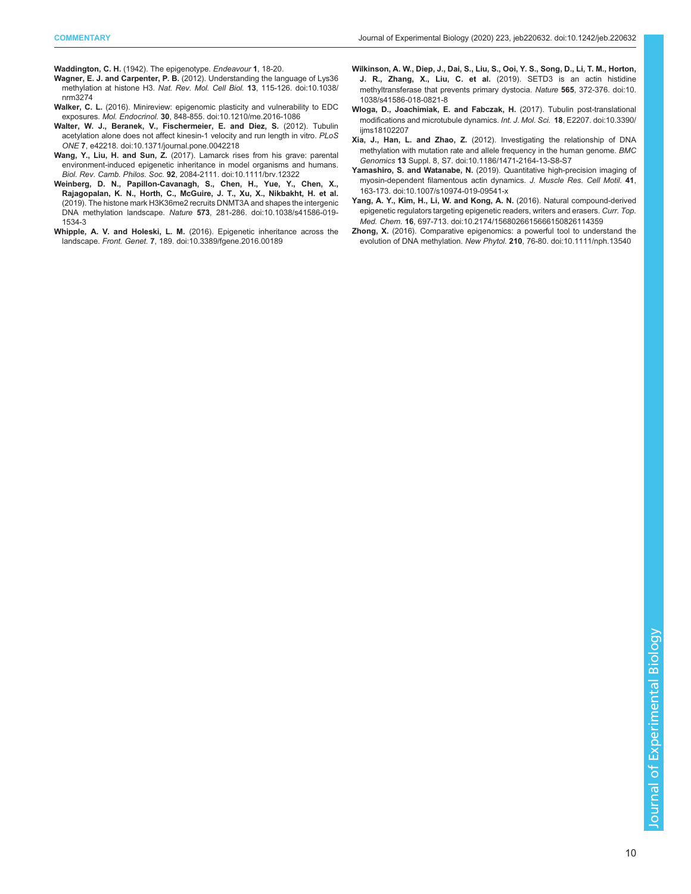**Waddington, C. H.** (1942). The epigenotype. *Endeavour* **1**, 18-20.

**Wagner, E. J. and Carpenter, P. B.** (2012). Understanding the language of Lys36 methylation at histone H3. *Nat. Rev. Mol. Cell Biol.* **13**, 115-126. doi:10.1038/nrm3274

**Walker, C. L.** (2016). Minireview: epigenomic plasticity and vulnerability to EDC exposures. *Mol. Endocrinol.* **30**, 848-855. doi:10.1210/me.2016-1086

**Walter, W. J., Beranek, V., Fischermeier, E. and Diez, S.** (2012). Tubulin acetylation alone does not affect kinesin-1 velocity and run length in vitro. *PLoS ONE* **7**, e42218. doi:10.1371/journal.pone.0042218

**Wang, Y., Liu, H. and Sun, Z.** (2017). Lamarck rises from his grave: parental environment-induced epigenetic inheritance in model organisms and humans. *Biol. Rev. Camb. Philos. Soc.* **92**, 2084-2111. doi:10.1111/brv.12322

**Weinberg, D. N., Papillon-Cavanagh, S., Chen, H., Yue, Y., Chen, X., Rajagopalan, K. N., Horth, C., McGuire, J. T., Xu, X., Nikbakht, H. et al.** (2019). The histone mark H3K36me2 recruits DNMT3A and shapes the intergenic DNA methylation landscape. *Nature* **573**, 281-286. doi:10.1038/s41586-019-1534-3

**Whipple, A. V. and Holeski, L. M.** (2016). Epigenetic inheritance across the landscape. *Front. Genet.* **7**, 189. doi:10.3389/fgene.2016.00189

**Wilkinson, A. W., Diep, J., Dai, S., Liu, S., Ooi, Y. S., Song, D., Li, T. M., Horton, J. R., Zhang, X., Liu, C. et al.** (2019). SETD3 is an actin histidine methyltransferase that prevents primary dystocia. *Nature* **565**, 372-376. doi:10.1038/s41586-018-0821-8

**Wloga, D., Joachimiak, E. and Fabczak, H.** (2017). Tubulin post-translational modifications and microtubule dynamics. *Int. J. Mol. Sci.* **18**, E2207. doi:10.3390/ijms18102207

**Xia, J., Han, L. and Zhao, Z.** (2012). Investigating the relationship of DNA methylation with mutation rate and allele frequency in the human genome. *BMC Genomics* **13** Suppl. 8, S7. doi:10.1186/1471-2164-13-S8-S7

**Yamashiro, S. and Watanabe, N.** (2019). Quantitative high-precision imaging of myosin-dependent filamentous actin dynamics. *J. Muscle Res. Cell Motil.* **41**, 163-173. doi:10.1007/s10974-019-09541-x

**Yang, A. Y., Kim, H., Li, W. and Kong, A. N.** (2016). Natural compound-derived epigenetic regulators targeting epigenetic readers, writers and erasers. *Curr. Top. Med. Chem.* **16**, 697-713. doi:10.2174/1568026615666150826114359

**Zhong, X.** (2016). Comparative epigenomics: a powerful tool to understand the evolution of DNA methylation. *New Phytol.* **210**, 76-80. doi:10.1111/nph.13540